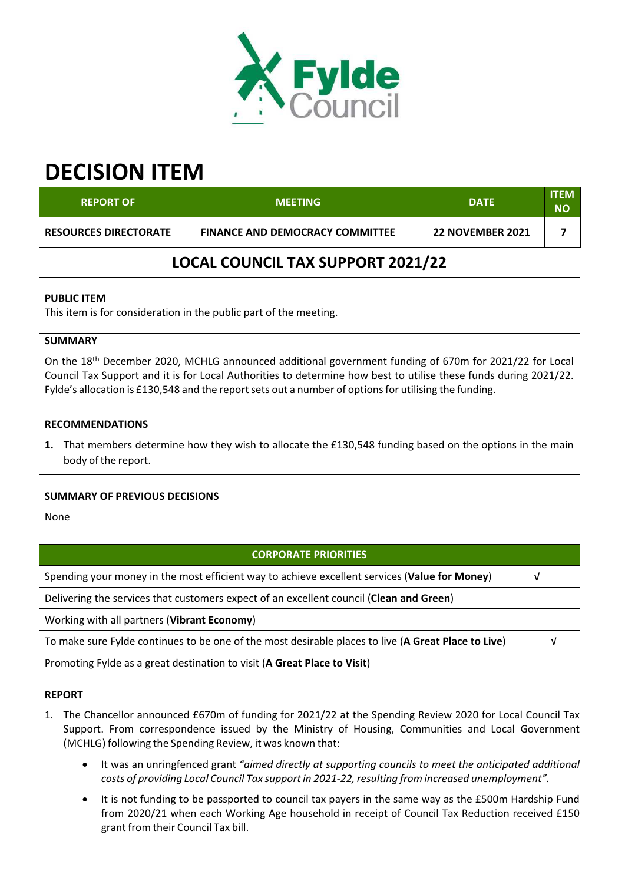# DECISION ITEM

| REPORT OF | MEETING | DATE | ITEM NO |
|---|---|---|---|
| RESOURCES DIRECTORATE | FINANCE AND DEMOCRACY COMMITTEE | 22 NOVEMBER 2021 | 7 |
| **LOCAL COUNCIL TAX SUPPORT 2021/22** | | | |

**PUBLIC ITEM**

This item is for consideration in the public part of the meeting.

**SUMMARY**

On the 18th December 2020, MCHLG announced additional government funding of 670m for 2021/22 for Local Council Tax Support and it is for Local Authorities to determine how best to utilise these funds during 2021/22. Fylde's allocation is £130,548 and the report sets out a number of options for utilising the funding.

**RECOMMENDATIONS**

1. That members determine how they wish to allocate the £130,548 funding based on the options in the main body of the report.

**SUMMARY OF PREVIOUS DECISIONS**

None

| CORPORATE PRIORITIES | |
|---|---|
| Spending your money in the most efficient way to achieve excellent services (**Value for Money**) | √ |
| Delivering the services that customers expect of an excellent council (**Clean and Green**) | |
| Working with all partners (**Vibrant Economy**) | |
| To make sure Fylde continues to be one of the most desirable places to live (**A Great Place to Live**) | √ |
| Promoting Fylde as a great destination to visit (**A Great Place to Visit**) | |

**REPORT**

1. The Chancellor announced £670m of funding for 2021/22 at the Spending Review 2020 for Local Council Tax Support. From correspondence issued by the Ministry of Housing, Communities and Local Government (MCHLG) following the Spending Review, it was known that:

    - It was an unringfenced grant *"aimed directly at supporting councils to meet the anticipated additional costs of providing Local Council Tax support in 2021-22, resulting from increased unemployment"*.
    - It is not funding to be passported to council tax payers in the same way as the £500m Hardship Fund from 2020/21 when each Working Age household in receipt of Council Tax Reduction received £150 grant from their Council Tax bill.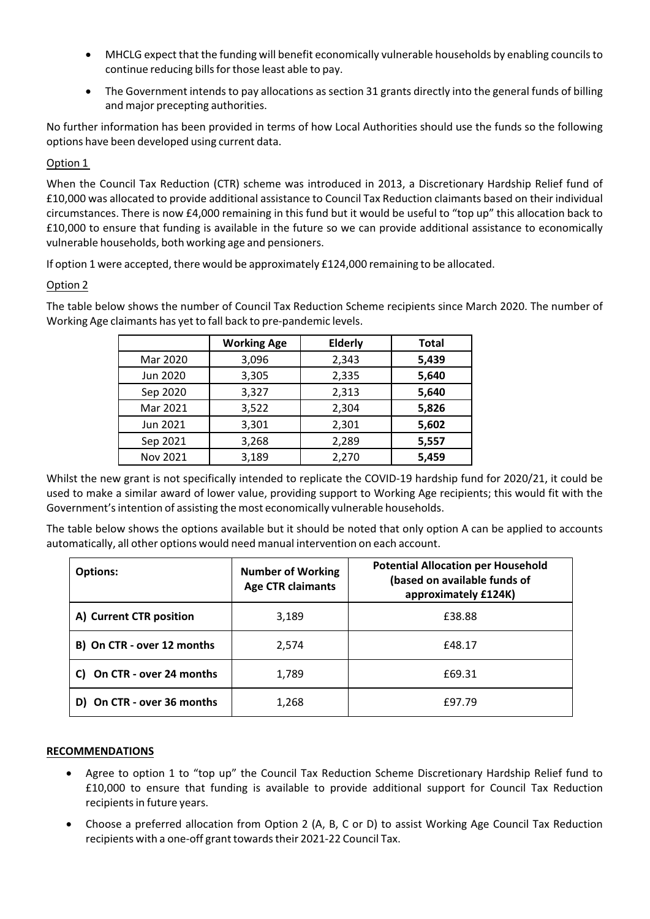- MHCLG expect that the funding will benefit economically vulnerable households by enabling councils to continue reducing bills for those least able to pay.
- The Government intends to pay allocations as section 31 grants directly into the general funds of billing and major precepting authorities.

No further information has been provided in terms of how Local Authorities should use the funds so the following options have been developed using current data.

Option 1

When the Council Tax Reduction (CTR) scheme was introduced in 2013, a Discretionary Hardship Relief fund of £10,000 was allocated to provide additional assistance to Council Tax Reduction claimants based on their individual circumstances. There is now £4,000 remaining in this fund but it would be useful to "top up" this allocation back to £10,000 to ensure that funding is available in the future so we can provide additional assistance to economically vulnerable households, both working age and pensioners.

If option 1 were accepted, there would be approximately £124,000 remaining to be allocated.

Option 2

The table below shows the number of Council Tax Reduction Scheme recipients since March 2020. The number of Working Age claimants has yet to fall back to pre-pandemic levels.

| | Working Age | Elderly | Total |
|---|---|---|---|
| Mar 2020 | 3,096 | 2,343 | **5,439** |
| Jun 2020 | 3,305 | 2,335 | **5,640** |
| Sep 2020 | 3,327 | 2,313 | **5,640** |
| Mar 2021 | 3,522 | 2,304 | **5,826** |
| Jun 2021 | 3,301 | 2,301 | **5,602** |
| Sep 2021 | 3,268 | 2,289 | **5,557** |
| Nov 2021 | 3,189 | 2,270 | **5,459** |

Whilst the new grant is not specifically intended to replicate the COVID-19 hardship fund for 2020/21, it could be used to make a similar award of lower value, providing support to Working Age recipients; this would fit with the Government's intention of assisting the most economically vulnerable households.

The table below shows the options available but it should be noted that only option A can be applied to accounts automatically, all other options would need manual intervention on each account.

| Options: | Number of Working Age CTR claimants | Potential Allocation per Household (based on available funds of approximately £124K) |
|---|---|---|
| A) Current CTR position | 3,189 | £38.88 |
| B) On CTR - over 12 months | 2,574 | £48.17 |
| C) On CTR - over 24 months | 1,789 | £69.31 |
| D) On CTR - over 36 months | 1,268 | £97.79 |

**RECOMMENDATIONS**

- Agree to option 1 to "top up" the Council Tax Reduction Scheme Discretionary Hardship Relief fund to £10,000 to ensure that funding is available to provide additional support for Council Tax Reduction recipients in future years.
- Choose a preferred allocation from Option 2 (A, B, C or D) to assist Working Age Council Tax Reduction recipients with a one-off grant towards their 2021-22 Council Tax.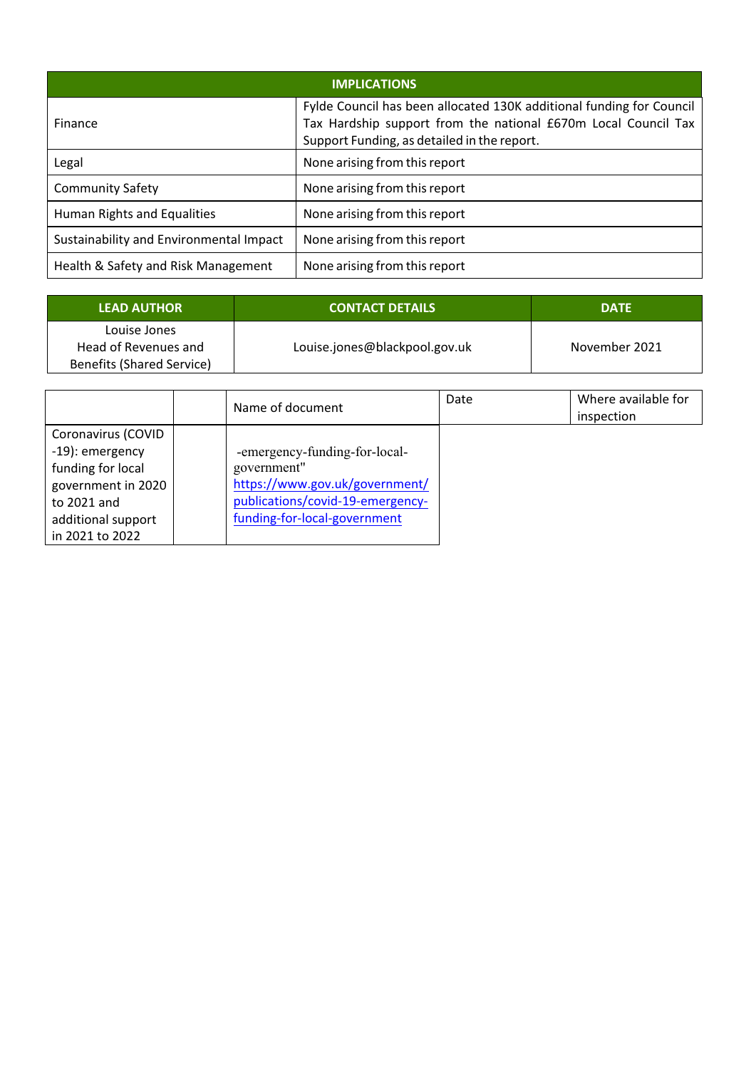| IMPLICATIONS | |
|---|---|
| Finance | Fylde Council has been allocated 130K additional funding for Council Tax Hardship support from the national £670m Local Council Tax Support Funding, as detailed in the report. |
| Legal | None arising from this report |
| Community Safety | None arising from this report |
| Human Rights and Equalities | None arising from this report |
| Sustainability and Environmental Impact | None arising from this report |
| Health & Safety and Risk Management | None arising from this report |

| LEAD AUTHOR | CONTACT DETAILS | DATE |
|---|---|---|
| Louise Jones<br>Head of Revenues and Benefits (Shared Service) | Louise.jones@blackpool.gov.uk | November 2021 |

| | | Name of document | Date | Where available for inspection |
|---|---|---|---|---|
| Coronavirus (COVID -19): emergency funding for local government in 2020 to 2021 and additional support in 2021 to 2022 | | -emergency-funding-for-local-government"<br>https://www.gov.uk/government/publications/covid-19-emergency-funding-for-local-government | | |